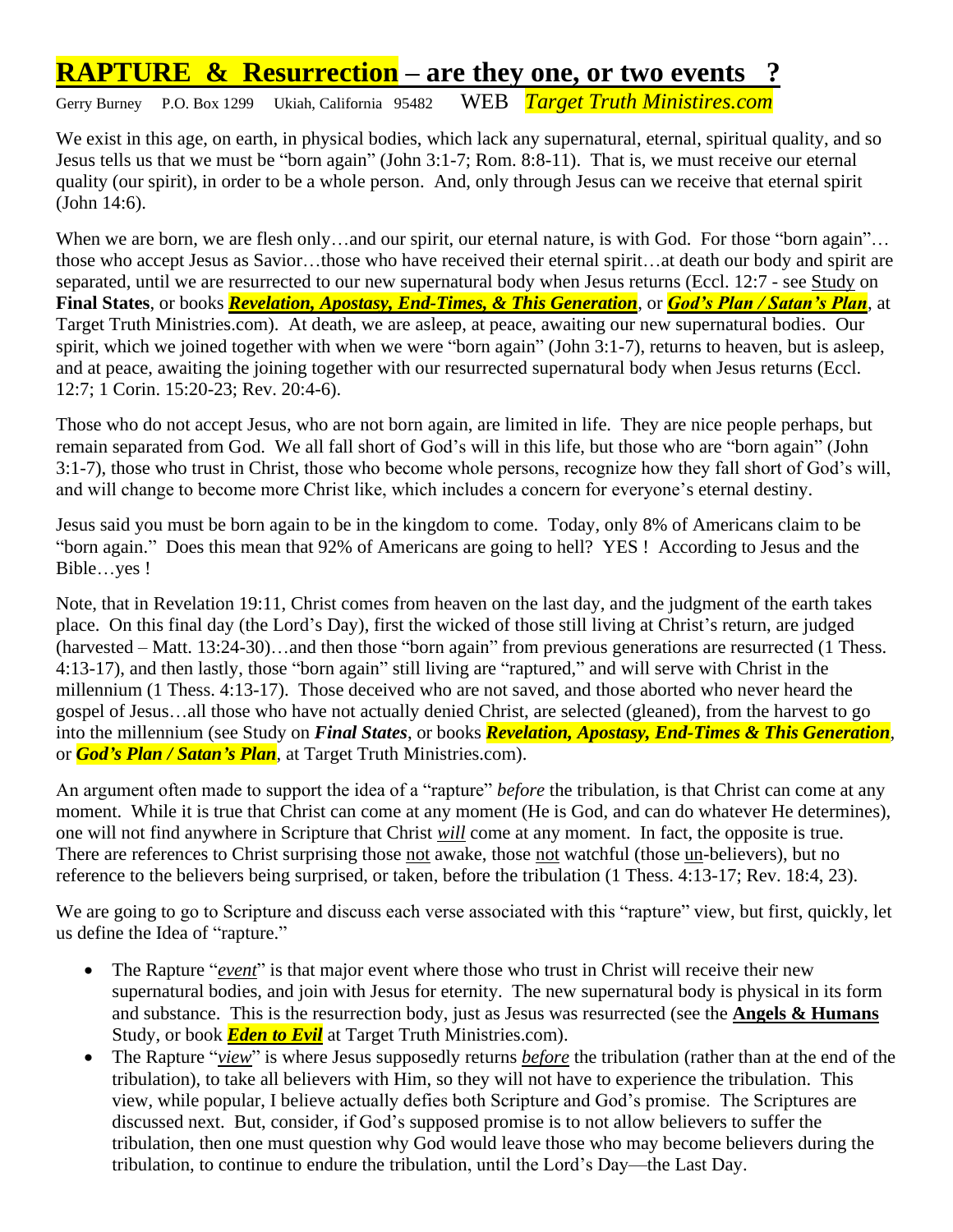# RAPTURE & Resurrection – are they one, or two events ?

Gerry Burney P.O. Box 1299 Ukiah, California 95482 WEB *Target Truth Ministires.com*

We exist in this age, on earth, in physical bodies, which lack any supernatural, eternal, spiritual quality, and so Jesus tells us that we must be "born again" (John 3:1-7; Rom. 8:8-11). That is, we must receive our eternal quality (our spirit), in order to be a whole person. And, only through Jesus can we receive that eternal spirit (John 14:6).

When we are born, we are flesh only…and our spirit, our eternal nature, is with God. For those "born again"… those who accept Jesus as Savior…those who have received their eternal spirit…at death our body and spirit are separated, until we are resurrected to our new supernatural body when Jesus returns (Eccl. 12:7 - see Study on **Final States**, or books ***Revelation, Apostasy, End-Times, & This Generation***, or ***God's Plan / Satan's Plan***, at Target Truth Ministries.com). At death, we are asleep, at peace, awaiting our new supernatural bodies. Our spirit, which we joined together with when we were "born again" (John 3:1-7), returns to heaven, but is asleep, and at peace, awaiting the joining together with our resurrected supernatural body when Jesus returns (Eccl. 12:7; 1 Corin. 15:20-23; Rev. 20:4-6).

Those who do not accept Jesus, who are not born again, are limited in life. They are nice people perhaps, but remain separated from God. We all fall short of God's will in this life, but those who are "born again" (John 3:1-7), those who trust in Christ, those who become whole persons, recognize how they fall short of God's will, and will change to become more Christ like, which includes a concern for everyone's eternal destiny.

Jesus said you must be born again to be in the kingdom to come. Today, only 8% of Americans claim to be "born again." Does this mean that 92% of Americans are going to hell? YES ! According to Jesus and the Bible…yes !

Note, that in Revelation 19:11, Christ comes from heaven on the last day, and the judgment of the earth takes place. On this final day (the Lord's Day), first the wicked of those still living at Christ's return, are judged (harvested – Matt. 13:24-30)…and then those "born again" from previous generations are resurrected (1 Thess. 4:13-17), and then lastly, those "born again" still living are "raptured," and will serve with Christ in the millennium (1 Thess. 4:13-17). Those deceived who are not saved, and those aborted who never heard the gospel of Jesus…all those who have not actually denied Christ, are selected (gleaned), from the harvest to go into the millennium (see Study on ***Final States***, or books ***Revelation, Apostasy, End-Times & This Generation***, or ***God's Plan / Satan's Plan***, at Target Truth Ministries.com).

An argument often made to support the idea of a "rapture" *before* the tribulation, is that Christ can come at any moment. While it is true that Christ can come at any moment (He is God, and can do whatever He determines), one will not find anywhere in Scripture that Christ ***will*** come at any moment. In fact, the opposite is true. There are references to Christ surprising those not awake, those not watchful (those un-believers), but no reference to the believers being surprised, or taken, before the tribulation (1 Thess. 4:13-17; Rev. 18:4, 23).

We are going to go to Scripture and discuss each verse associated with this "rapture" view, but first, quickly, let us define the Idea of "rapture."

- The Rapture "*event*" is that major event where those who trust in Christ will receive their new supernatural bodies, and join with Jesus for eternity. The new supernatural body is physical in its form and substance. This is the resurrection body, just as Jesus was resurrected (see the **Angels & Humans** Study, or book ***Eden to Evil*** at Target Truth Ministries.com).
- The Rapture "*view*" is where Jesus supposedly returns *before* the tribulation (rather than at the end of the tribulation), to take all believers with Him, so they will not have to experience the tribulation. This view, while popular, I believe actually defies both Scripture and God's promise. The Scriptures are discussed next. But, consider, if God's supposed promise is to not allow believers to suffer the tribulation, then one must question why God would leave those who may become believers during the tribulation, to continue to endure the tribulation, until the Lord's Day—the Last Day.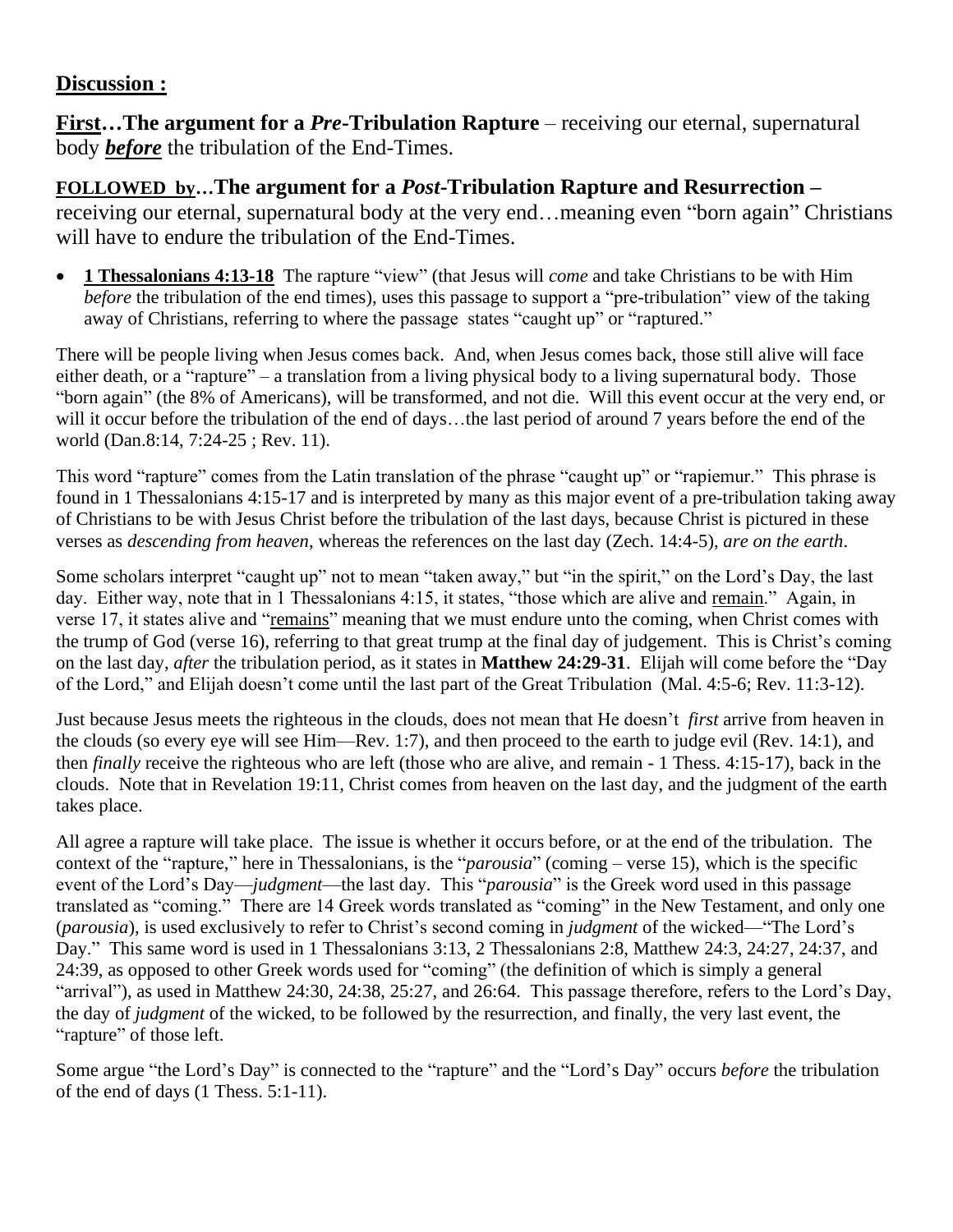**Discussion :**

**First…The argument for a *Pre*-Tribulation Rapture** – receiving our eternal, supernatural body ***before*** the tribulation of the End-Times.

**FOLLOWED by…The argument for a *Post*-Tribulation Rapture and Resurrection –** receiving our eternal, supernatural body at the very end…meaning even "born again" Christians will have to endure the tribulation of the End-Times.

- **1 Thessalonians 4:13-18** The rapture "view" (that Jesus will *come* and take Christians to be with Him *before* the tribulation of the end times), uses this passage to support a "pre-tribulation" view of the taking away of Christians, referring to where the passage states "caught up" or "raptured."

There will be people living when Jesus comes back. And, when Jesus comes back, those still alive will face either death, or a "rapture" – a translation from a living physical body to a living supernatural body. Those "born again" (the 8% of Americans), will be transformed, and not die. Will this event occur at the very end, or will it occur before the tribulation of the end of days…the last period of around 7 years before the end of the world (Dan.8:14, 7:24-25 ; Rev. 11).

This word "rapture" comes from the Latin translation of the phrase "caught up" or "rapiemur." This phrase is found in 1 Thessalonians 4:15-17 and is interpreted by many as this major event of a pre-tribulation taking away of Christians to be with Jesus Christ before the tribulation of the last days, because Christ is pictured in these verses as *descending from heaven*, whereas the references on the last day (Zech. 14:4-5), *are on the earth*.

Some scholars interpret "caught up" not to mean "taken away," but "in the spirit," on the Lord's Day, the last day. Either way, note that in 1 Thessalonians 4:15, it states, "those which are alive and <u>remain</u>." Again, in verse 17, it states alive and "<u>remains</u>" meaning that we must endure unto the coming, when Christ comes with the trump of God (verse 16), referring to that great trump at the final day of judgement. This is Christ's coming on the last day, *after* the tribulation period, as it states in **Matthew 24:29-31**. Elijah will come before the "Day of the Lord," and Elijah doesn't come until the last part of the Great Tribulation (Mal. 4:5-6; Rev. 11:3-12).

Just because Jesus meets the righteous in the clouds, does not mean that He doesn't *first* arrive from heaven in the clouds (so every eye will see Him—Rev. 1:7), and then proceed to the earth to judge evil (Rev. 14:1), and then *finally* receive the righteous who are left (those who are alive, and remain - 1 Thess. 4:15-17), back in the clouds. Note that in Revelation 19:11, Christ comes from heaven on the last day, and the judgment of the earth takes place.

All agree a rapture will take place. The issue is whether it occurs before, or at the end of the tribulation. The context of the "rapture," here in Thessalonians, is the "*parousia*" (coming – verse 15), which is the specific event of the Lord's Day—*judgment*—the last day. This "*parousia*" is the Greek word used in this passage translated as "coming." There are 14 Greek words translated as "coming" in the New Testament, and only one (*parousia*), is used exclusively to refer to Christ's second coming in *judgment* of the wicked—"The Lord's Day." This same word is used in 1 Thessalonians 3:13, 2 Thessalonians 2:8, Matthew 24:3, 24:27, 24:37, and 24:39, as opposed to other Greek words used for "coming" (the definition of which is simply a general "arrival"), as used in Matthew 24:30, 24:38, 25:27, and 26:64. This passage therefore, refers to the Lord's Day, the day of *judgment* of the wicked, to be followed by the resurrection, and finally, the very last event, the "rapture" of those left.

Some argue "the Lord's Day" is connected to the "rapture" and the "Lord's Day" occurs *before* the tribulation of the end of days (1 Thess. 5:1-11).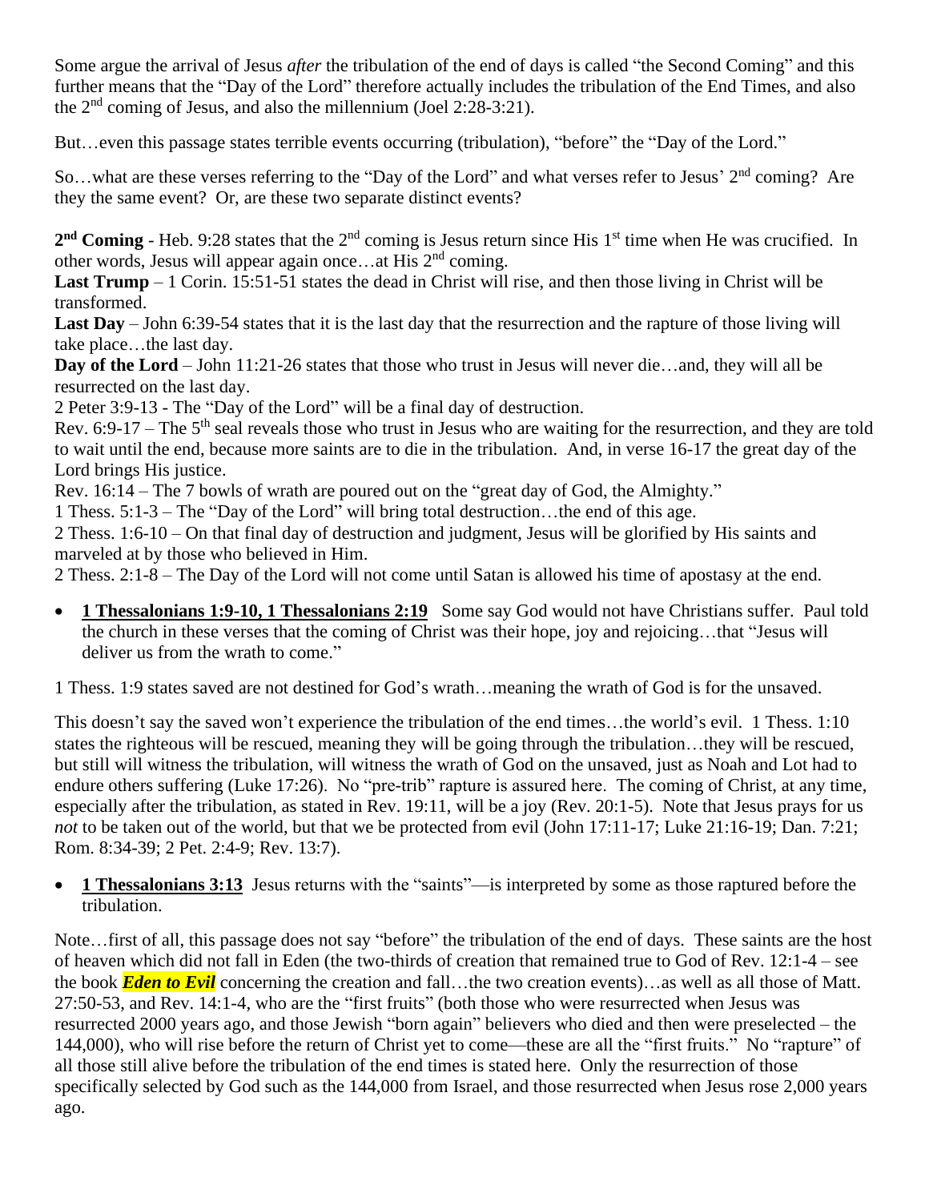Some argue the arrival of Jesus *after* the tribulation of the end of days is called "the Second Coming" and this further means that the "Day of the Lord" therefore actually includes the tribulation of the End Times, and also the 2nd coming of Jesus, and also the millennium (Joel 2:28-3:21).

But…even this passage states terrible events occurring (tribulation), "before" the "Day of the Lord."

So…what are these verses referring to the "Day of the Lord" and what verses refer to Jesus' 2nd coming? Are they the same event? Or, are these two separate distinct events?

**2nd Coming** - Heb. 9:28 states that the 2nd coming is Jesus return since His 1st time when He was crucified. In other words, Jesus will appear again once…at His 2nd coming.
**Last Trump** – 1 Corin. 15:51-51 states the dead in Christ will rise, and then those living in Christ will be transformed.
**Last Day** – John 6:39-54 states that it is the last day that the resurrection and the rapture of those living will take place…the last day.
**Day of the Lord** – John 11:21-26 states that those who trust in Jesus will never die…and, they will all be resurrected on the last day.
2 Peter 3:9-13 - The "Day of the Lord" will be a final day of destruction.
Rev. 6:9-17 – The 5th seal reveals those who trust in Jesus who are waiting for the resurrection, and they are told to wait until the end, because more saints are to die in the tribulation. And, in verse 16-17 the great day of the Lord brings His justice.
Rev. 16:14 – The 7 bowls of wrath are poured out on the "great day of God, the Almighty."
1 Thess. 5:1-3 – The "Day of the Lord" will bring total destruction…the end of this age.
2 Thess. 1:6-10 – On that final day of destruction and judgment, Jesus will be glorified by His saints and marveled at by those who believed in Him.
2 Thess. 2:1-8 – The Day of the Lord will not come until Satan is allowed his time of apostasy at the end.

- **1 Thessalonians 1:9-10, 1 Thessalonians 2:19** Some say God would not have Christians suffer. Paul told the church in these verses that the coming of Christ was their hope, joy and rejoicing…that "Jesus will deliver us from the wrath to come."

1 Thess. 1:9 states saved are not destined for God's wrath…meaning the wrath of God is for the unsaved.

This doesn't say the saved won't experience the tribulation of the end times…the world's evil. 1 Thess. 1:10 states the righteous will be rescued, meaning they will be going through the tribulation…they will be rescued, but still will witness the tribulation, will witness the wrath of God on the unsaved, just as Noah and Lot had to endure others suffering (Luke 17:26). No "pre-trib" rapture is assured here. The coming of Christ, at any time, especially after the tribulation, as stated in Rev. 19:11, will be a joy (Rev. 20:1-5). Note that Jesus prays for us *not* to be taken out of the world, but that we be protected from evil (John 17:11-17; Luke 21:16-19; Dan. 7:21; Rom. 8:34-39; 2 Pet. 2:4-9; Rev. 13:7).

- **1 Thessalonians 3:13** Jesus returns with the "saints"—is interpreted by some as those raptured before the tribulation.

Note…first of all, this passage does not say "before" the tribulation of the end of days. These saints are the host of heaven which did not fall in Eden (the two-thirds of creation that remained true to God of Rev. 12:1-4 – see the book ***Eden to Evil*** concerning the creation and fall…the two creation events)…as well as all those of Matt. 27:50-53, and Rev. 14:1-4, who are the "first fruits" (both those who were resurrected when Jesus was resurrected 2000 years ago, and those Jewish "born again" believers who died and then were preselected – the 144,000), who will rise before the return of Christ yet to come—these are all the "first fruits." No "rapture" of all those still alive before the tribulation of the end times is stated here. Only the resurrection of those specifically selected by God such as the 144,000 from Israel, and those resurrected when Jesus rose 2,000 years ago.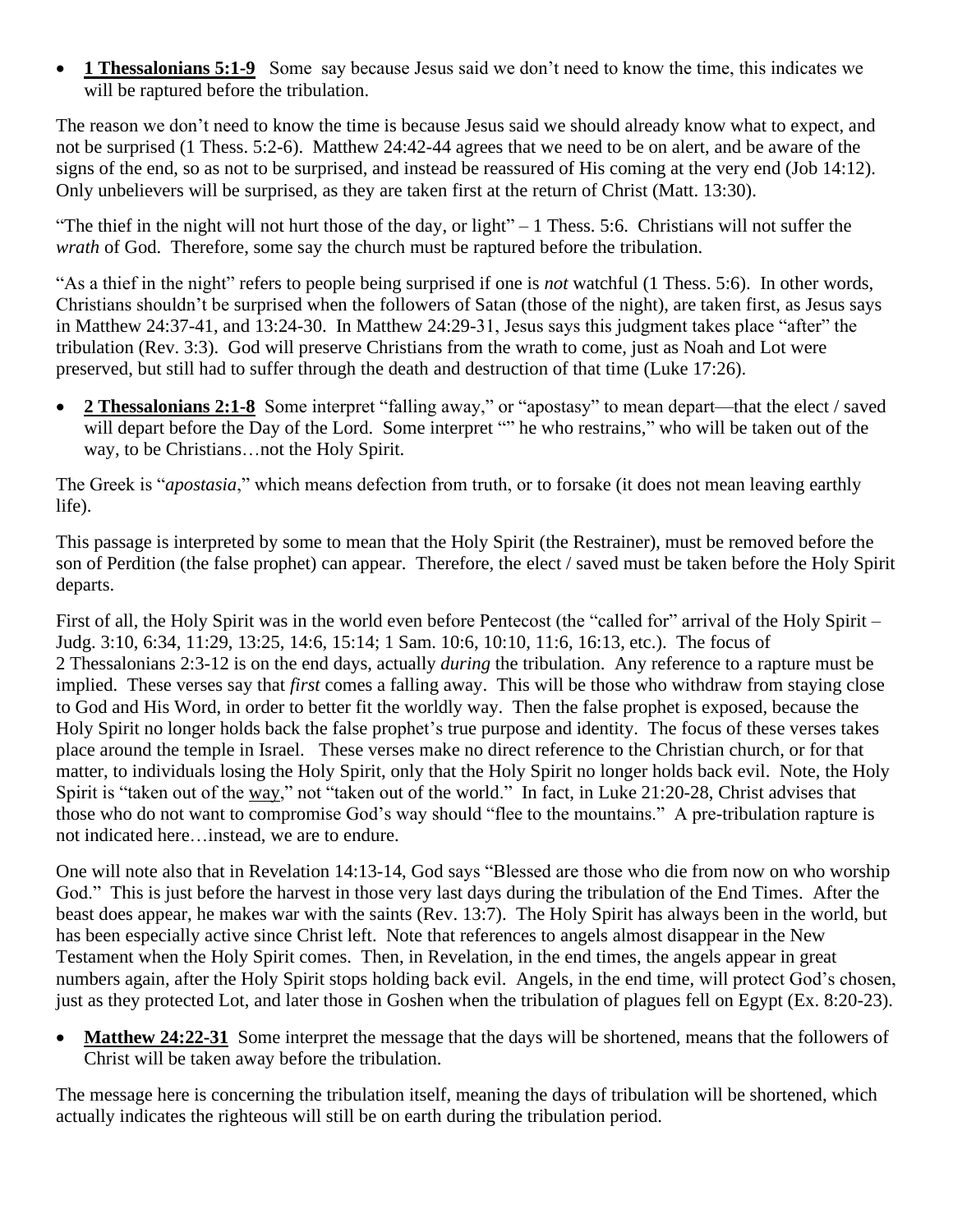- **1 Thessalonians 5:1-9** Some say because Jesus said we don't need to know the time, this indicates we will be raptured before the tribulation.

The reason we don't need to know the time is because Jesus said we should already know what to expect, and not be surprised (1 Thess. 5:2-6). Matthew 24:42-44 agrees that we need to be on alert, and be aware of the signs of the end, so as not to be surprised, and instead be reassured of His coming at the very end (Job 14:12). Only unbelievers will be surprised, as they are taken first at the return of Christ (Matt. 13:30).

"The thief in the night will not hurt those of the day, or light" – 1 Thess. 5:6. Christians will not suffer the *wrath* of God. Therefore, some say the church must be raptured before the tribulation.

"As a thief in the night" refers to people being surprised if one is *not* watchful (1 Thess. 5:6). In other words, Christians shouldn't be surprised when the followers of Satan (those of the night), are taken first, as Jesus says in Matthew 24:37-41, and 13:24-30. In Matthew 24:29-31, Jesus says this judgment takes place "after" the tribulation (Rev. 3:3). God will preserve Christians from the wrath to come, just as Noah and Lot were preserved, but still had to suffer through the death and destruction of that time (Luke 17:26).

- **2 Thessalonians 2:1-8** Some interpret "falling away," or "apostasy" to mean depart—that the elect / saved will depart before the Day of the Lord. Some interpret "" he who restrains," who will be taken out of the way, to be Christians…not the Holy Spirit.

The Greek is "*apostasia*," which means defection from truth, or to forsake (it does not mean leaving earthly life).

This passage is interpreted by some to mean that the Holy Spirit (the Restrainer), must be removed before the son of Perdition (the false prophet) can appear. Therefore, the elect / saved must be taken before the Holy Spirit departs.

First of all, the Holy Spirit was in the world even before Pentecost (the "called for" arrival of the Holy Spirit – Judg. 3:10, 6:34, 11:29, 13:25, 14:6, 15:14; 1 Sam. 10:6, 10:10, 11:6, 16:13, etc.). The focus of 2 Thessalonians 2:3-12 is on the end days, actually *during* the tribulation. Any reference to a rapture must be implied. These verses say that *first* comes a falling away. This will be those who withdraw from staying close to God and His Word, in order to better fit the worldly way. Then the false prophet is exposed, because the Holy Spirit no longer holds back the false prophet's true purpose and identity. The focus of these verses takes place around the temple in Israel. These verses make no direct reference to the Christian church, or for that matter, to individuals losing the Holy Spirit, only that the Holy Spirit no longer holds back evil. Note, the Holy Spirit is "taken out of the way," not "taken out of the world." In fact, in Luke 21:20-28, Christ advises that those who do not want to compromise God's way should "flee to the mountains." A pre-tribulation rapture is not indicated here…instead, we are to endure.

One will note also that in Revelation 14:13-14, God says "Blessed are those who die from now on who worship God." This is just before the harvest in those very last days during the tribulation of the End Times. After the beast does appear, he makes war with the saints (Rev. 13:7). The Holy Spirit has always been in the world, but has been especially active since Christ left. Note that references to angels almost disappear in the New Testament when the Holy Spirit comes. Then, in Revelation, in the end times, the angels appear in great numbers again, after the Holy Spirit stops holding back evil. Angels, in the end time, will protect God's chosen, just as they protected Lot, and later those in Goshen when the tribulation of plagues fell on Egypt (Ex. 8:20-23).

- **Matthew 24:22-31** Some interpret the message that the days will be shortened, means that the followers of Christ will be taken away before the tribulation.

The message here is concerning the tribulation itself, meaning the days of tribulation will be shortened, which actually indicates the righteous will still be on earth during the tribulation period.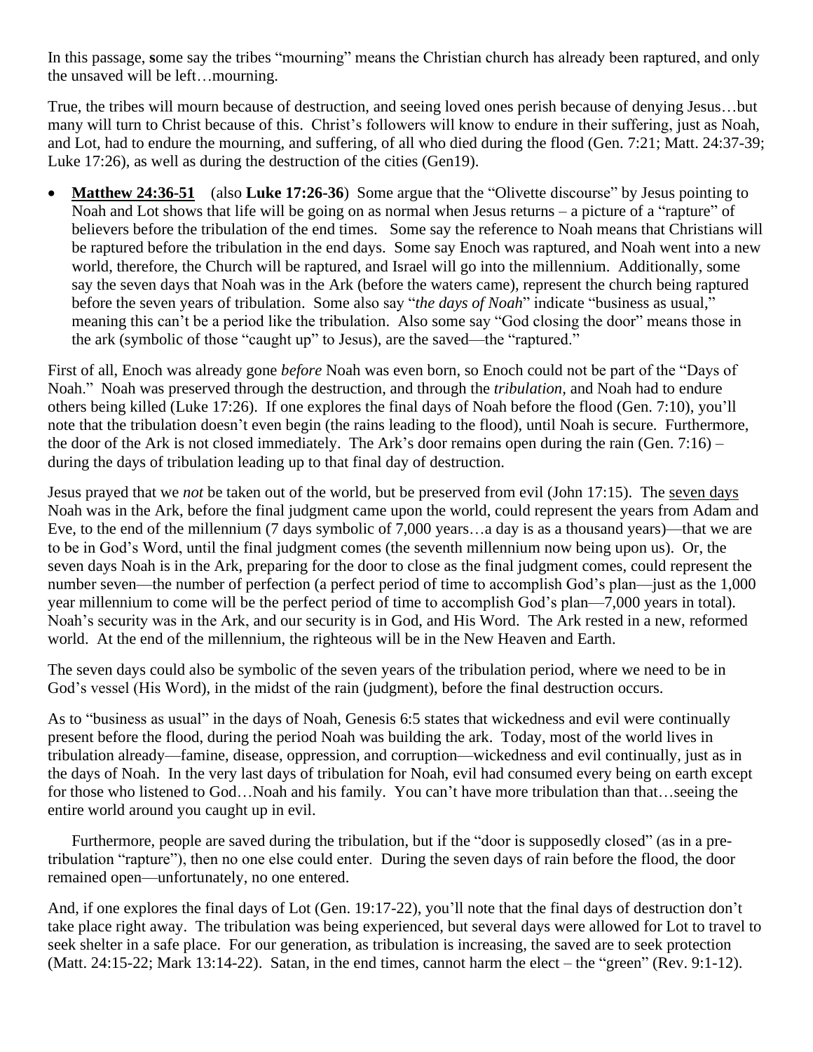In this passage, **s**ome say the tribes "mourning" means the Christian church has already been raptured, and only the unsaved will be left…mourning.

True, the tribes will mourn because of destruction, and seeing loved ones perish because of denying Jesus…but many will turn to Christ because of this. Christ's followers will know to endure in their suffering, just as Noah, and Lot, had to endure the mourning, and suffering, of all who died during the flood (Gen. 7:21; Matt. 24:37-39; Luke 17:26), as well as during the destruction of the cities (Gen19).

- **Matthew 24:36-51** (also **Luke 17:26-36**) Some argue that the "Olivette discourse" by Jesus pointing to Noah and Lot shows that life will be going on as normal when Jesus returns – a picture of a "rapture" of believers before the tribulation of the end times. Some say the reference to Noah means that Christians will be raptured before the tribulation in the end days. Some say Enoch was raptured, and Noah went into a new world, therefore, the Church will be raptured, and Israel will go into the millennium. Additionally, some say the seven days that Noah was in the Ark (before the waters came), represent the church being raptured before the seven years of tribulation. Some also say "*the days of Noah*" indicate "business as usual," meaning this can't be a period like the tribulation. Also some say "God closing the door" means those in the ark (symbolic of those "caught up" to Jesus), are the saved—the "raptured."

First of all, Enoch was already gone *before* Noah was even born, so Enoch could not be part of the "Days of Noah." Noah was preserved through the destruction, and through the *tribulation*, and Noah had to endure others being killed (Luke 17:26). If one explores the final days of Noah before the flood (Gen. 7:10), you'll note that the tribulation doesn't even begin (the rains leading to the flood), until Noah is secure. Furthermore, the door of the Ark is not closed immediately. The Ark's door remains open during the rain (Gen. 7:16) – during the days of tribulation leading up to that final day of destruction.

Jesus prayed that we *not* be taken out of the world, but be preserved from evil (John 17:15). The seven days Noah was in the Ark, before the final judgment came upon the world, could represent the years from Adam and Eve, to the end of the millennium (7 days symbolic of 7,000 years…a day is as a thousand years)—that we are to be in God's Word, until the final judgment comes (the seventh millennium now being upon us). Or, the seven days Noah is in the Ark, preparing for the door to close as the final judgment comes, could represent the number seven—the number of perfection (a perfect period of time to accomplish God's plan—just as the 1,000 year millennium to come will be the perfect period of time to accomplish God's plan—7,000 years in total). Noah's security was in the Ark, and our security is in God, and His Word. The Ark rested in a new, reformed world. At the end of the millennium, the righteous will be in the New Heaven and Earth.

The seven days could also be symbolic of the seven years of the tribulation period, where we need to be in God's vessel (His Word), in the midst of the rain (judgment), before the final destruction occurs.

As to "business as usual" in the days of Noah, Genesis 6:5 states that wickedness and evil were continually present before the flood, during the period Noah was building the ark. Today, most of the world lives in tribulation already—famine, disease, oppression, and corruption—wickedness and evil continually, just as in the days of Noah. In the very last days of tribulation for Noah, evil had consumed every being on earth except for those who listened to God…Noah and his family. You can't have more tribulation than that…seeing the entire world around you caught up in evil.

Furthermore, people are saved during the tribulation, but if the "door is supposedly closed" (as in a pre-tribulation "rapture"), then no one else could enter. During the seven days of rain before the flood, the door remained open—unfortunately, no one entered.

And, if one explores the final days of Lot (Gen. 19:17-22), you'll note that the final days of destruction don't take place right away. The tribulation was being experienced, but several days were allowed for Lot to travel to seek shelter in a safe place. For our generation, as tribulation is increasing, the saved are to seek protection (Matt. 24:15-22; Mark 13:14-22). Satan, in the end times, cannot harm the elect – the "green" (Rev. 9:1-12).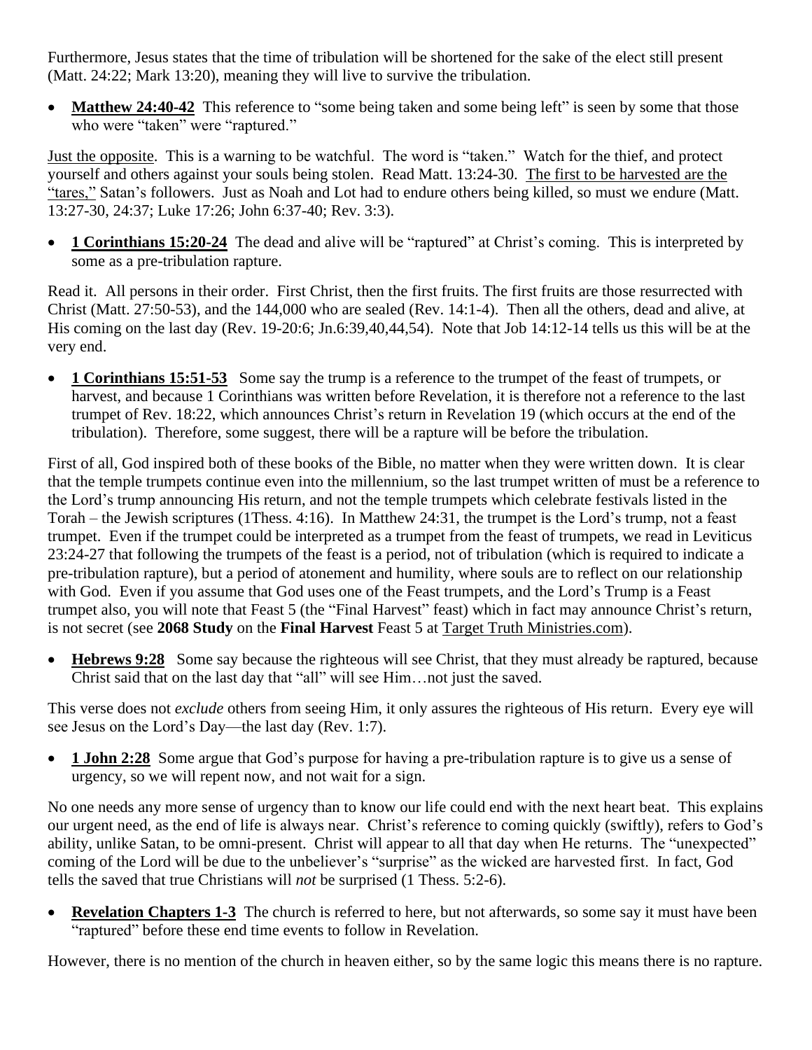Furthermore, Jesus states that the time of tribulation will be shortened for the sake of the elect still present (Matt. 24:22; Mark 13:20), meaning they will live to survive the tribulation.

- **Matthew 24:40-42** This reference to "some being taken and some being left" is seen by some that those who were "taken" were "raptured."

Just the opposite. This is a warning to be watchful. The word is "taken." Watch for the thief, and protect yourself and others against your souls being stolen. Read Matt. 13:24-30. The first to be harvested are the "tares," Satan's followers. Just as Noah and Lot had to endure others being killed, so must we endure (Matt. 13:27-30, 24:37; Luke 17:26; John 6:37-40; Rev. 3:3).

- **1 Corinthians 15:20-24** The dead and alive will be "raptured" at Christ's coming. This is interpreted by some as a pre-tribulation rapture.

Read it. All persons in their order. First Christ, then the first fruits. The first fruits are those resurrected with Christ (Matt. 27:50-53), and the 144,000 who are sealed (Rev. 14:1-4). Then all the others, dead and alive, at His coming on the last day (Rev. 19-20:6; Jn.6:39,40,44,54). Note that Job 14:12-14 tells us this will be at the very end.

- **1 Corinthians 15:51-53** Some say the trump is a reference to the trumpet of the feast of trumpets, or harvest, and because 1 Corinthians was written before Revelation, it is therefore not a reference to the last trumpet of Rev. 18:22, which announces Christ's return in Revelation 19 (which occurs at the end of the tribulation). Therefore, some suggest, there will be a rapture will be before the tribulation.

First of all, God inspired both of these books of the Bible, no matter when they were written down. It is clear that the temple trumpets continue even into the millennium, so the last trumpet written of must be a reference to the Lord's trump announcing His return, and not the temple trumpets which celebrate festivals listed in the Torah – the Jewish scriptures (1Thess. 4:16). In Matthew 24:31, the trumpet is the Lord's trump, not a feast trumpet. Even if the trumpet could be interpreted as a trumpet from the feast of trumpets, we read in Leviticus 23:24-27 that following the trumpets of the feast is a period, not of tribulation (which is required to indicate a pre-tribulation rapture), but a period of atonement and humility, where souls are to reflect on our relationship with God. Even if you assume that God uses one of the Feast trumpets, and the Lord's Trump is a Feast trumpet also, you will note that Feast 5 (the "Final Harvest" feast) which in fact may announce Christ's return, is not secret (see **2068 Study** on the **Final Harvest** Feast 5 at Target Truth Ministries.com).

- **Hebrews 9:28** Some say because the righteous will see Christ, that they must already be raptured, because Christ said that on the last day that "all" will see Him…not just the saved.

This verse does not *exclude* others from seeing Him, it only assures the righteous of His return. Every eye will see Jesus on the Lord's Day—the last day (Rev. 1:7).

- **1 John 2:28** Some argue that God's purpose for having a pre-tribulation rapture is to give us a sense of urgency, so we will repent now, and not wait for a sign.

No one needs any more sense of urgency than to know our life could end with the next heart beat. This explains our urgent need, as the end of life is always near. Christ's reference to coming quickly (swiftly), refers to God's ability, unlike Satan, to be omni-present. Christ will appear to all that day when He returns. The "unexpected" coming of the Lord will be due to the unbeliever's "surprise" as the wicked are harvested first. In fact, God tells the saved that true Christians will *not* be surprised (1 Thess. 5:2-6).

- **Revelation Chapters 1-3** The church is referred to here, but not afterwards, so some say it must have been "raptured" before these end time events to follow in Revelation.

However, there is no mention of the church in heaven either, so by the same logic this means there is no rapture.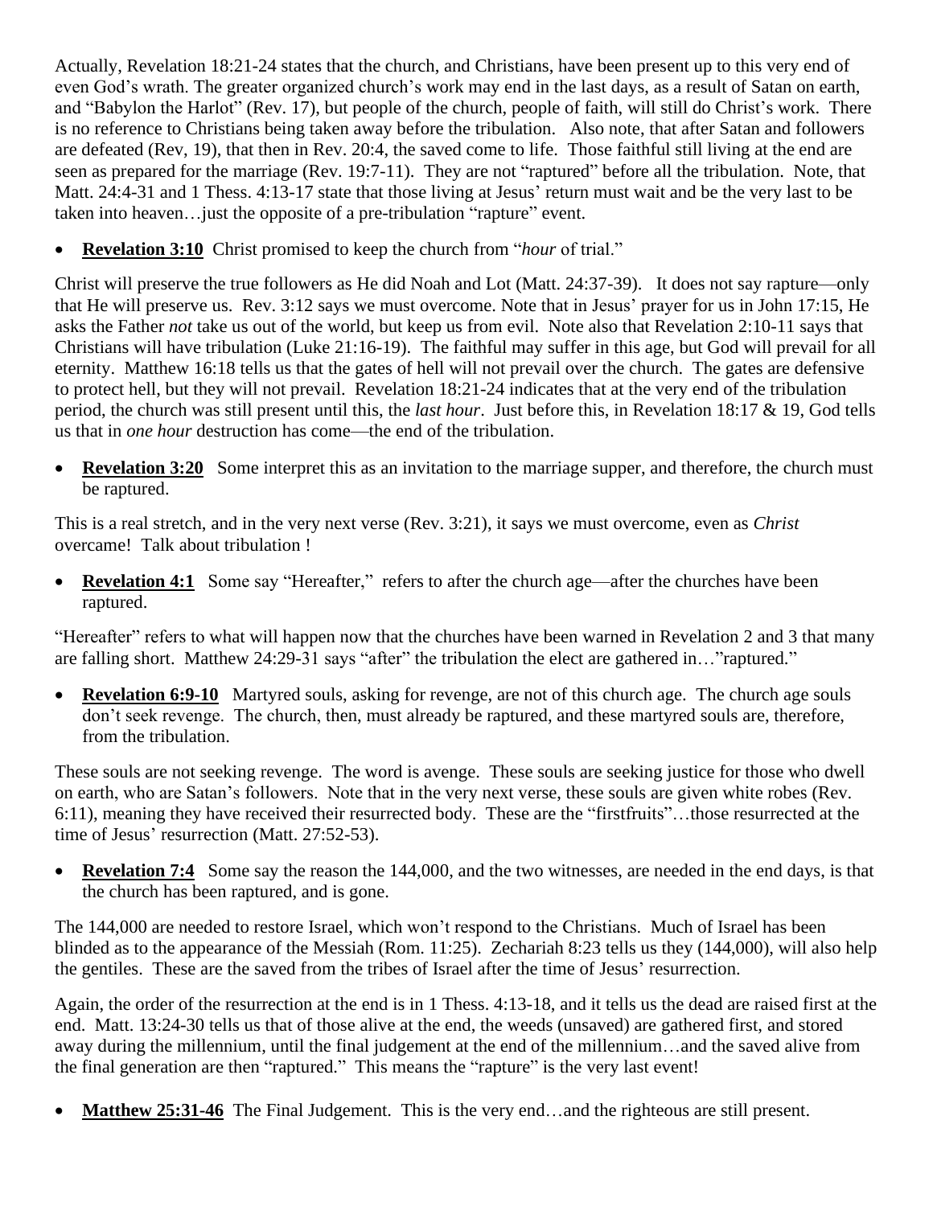Actually, Revelation 18:21-24 states that the church, and Christians, have been present up to this very end of even God's wrath. The greater organized church's work may end in the last days, as a result of Satan on earth, and "Babylon the Harlot" (Rev. 17), but people of the church, people of faith, will still do Christ's work. There is no reference to Christians being taken away before the tribulation. Also note, that after Satan and followers are defeated (Rev, 19), that then in Rev. 20:4, the saved come to life. Those faithful still living at the end are seen as prepared for the marriage (Rev. 19:7-11). They are not "raptured" before all the tribulation. Note, that Matt. 24:4-31 and 1 Thess. 4:13-17 state that those living at Jesus' return must wait and be the very last to be taken into heaven…just the opposite of a pre-tribulation "rapture" event.

- **Revelation 3:10** Christ promised to keep the church from "*hour* of trial."

Christ will preserve the true followers as He did Noah and Lot (Matt. 24:37-39). It does not say rapture—only that He will preserve us. Rev. 3:12 says we must overcome. Note that in Jesus' prayer for us in John 17:15, He asks the Father *not* take us out of the world, but keep us from evil. Note also that Revelation 2:10-11 says that Christians will have tribulation (Luke 21:16-19). The faithful may suffer in this age, but God will prevail for all eternity. Matthew 16:18 tells us that the gates of hell will not prevail over the church. The gates are defensive to protect hell, but they will not prevail. Revelation 18:21-24 indicates that at the very end of the tribulation period, the church was still present until this, the *last hour*. Just before this, in Revelation 18:17 & 19, God tells us that in *one hour* destruction has come—the end of the tribulation.

- **Revelation 3:20** Some interpret this as an invitation to the marriage supper, and therefore, the church must be raptured.

This is a real stretch, and in the very next verse (Rev. 3:21), it says we must overcome, even as *Christ* overcame! Talk about tribulation !

- **Revelation 4:1** Some say "Hereafter," refers to after the church age—after the churches have been raptured.

"Hereafter" refers to what will happen now that the churches have been warned in Revelation 2 and 3 that many are falling short. Matthew 24:29-31 says "after" the tribulation the elect are gathered in…"raptured."

- **Revelation 6:9-10** Martyred souls, asking for revenge, are not of this church age. The church age souls don't seek revenge. The church, then, must already be raptured, and these martyred souls are, therefore, from the tribulation.

These souls are not seeking revenge. The word is avenge. These souls are seeking justice for those who dwell on earth, who are Satan's followers. Note that in the very next verse, these souls are given white robes (Rev. 6:11), meaning they have received their resurrected body. These are the "firstfruits"…those resurrected at the time of Jesus' resurrection (Matt. 27:52-53).

- **Revelation 7:4** Some say the reason the 144,000, and the two witnesses, are needed in the end days, is that the church has been raptured, and is gone.

The 144,000 are needed to restore Israel, which won't respond to the Christians. Much of Israel has been blinded as to the appearance of the Messiah (Rom. 11:25). Zechariah 8:23 tells us they (144,000), will also help the gentiles. These are the saved from the tribes of Israel after the time of Jesus' resurrection.

Again, the order of the resurrection at the end is in 1 Thess. 4:13-18, and it tells us the dead are raised first at the end. Matt. 13:24-30 tells us that of those alive at the end, the weeds (unsaved) are gathered first, and stored away during the millennium, until the final judgement at the end of the millennium…and the saved alive from the final generation are then "raptured." This means the "rapture" is the very last event!

- **Matthew 25:31-46** The Final Judgement. This is the very end…and the righteous are still present.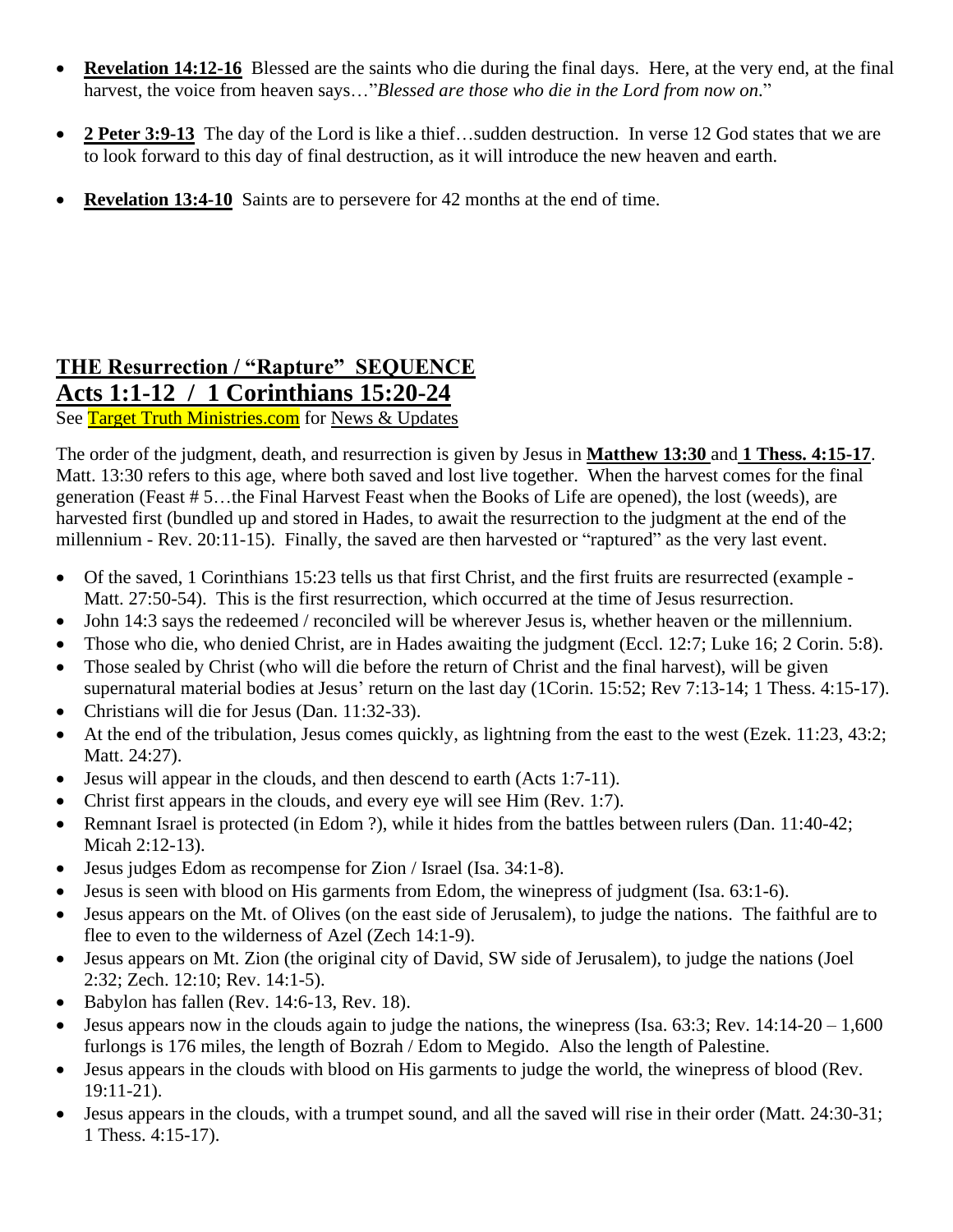- **Revelation 14:12-16** Blessed are the saints who die during the final days. Here, at the very end, at the final harvest, the voice from heaven says…"*Blessed are those who die in the Lord from now on.*"

- **2 Peter 3:9-13** The day of the Lord is like a thief…sudden destruction. In verse 12 God states that we are to look forward to this day of final destruction, as it will introduce the new heaven and earth.

- **Revelation 13:4-10** Saints are to persevere for 42 months at the end of time.

## THE Resurrection / "Rapture" SEQUENCE

## Acts 1:1-12 / 1 Corinthians 15:20-24

See Target Truth Ministries.com for News & Updates

The order of the judgment, death, and resurrection is given by Jesus in **Matthew 13:30** and **1 Thess. 4:15-17**. Matt. 13:30 refers to this age, where both saved and lost live together. When the harvest comes for the final generation (Feast # 5…the Final Harvest Feast when the Books of Life are opened), the lost (weeds), are harvested first (bundled up and stored in Hades, to await the resurrection to the judgment at the end of the millennium - Rev. 20:11-15). Finally, the saved are then harvested or "raptured" as the very last event.

- Of the saved, 1 Corinthians 15:23 tells us that first Christ, and the first fruits are resurrected (example - Matt. 27:50-54). This is the first resurrection, which occurred at the time of Jesus resurrection.
- John 14:3 says the redeemed / reconciled will be wherever Jesus is, whether heaven or the millennium.
- Those who die, who denied Christ, are in Hades awaiting the judgment (Eccl. 12:7; Luke 16; 2 Corin. 5:8).
- Those sealed by Christ (who will die before the return of Christ and the final harvest), will be given supernatural material bodies at Jesus' return on the last day (1Corin. 15:52; Rev 7:13-14; 1 Thess. 4:15-17).
- Christians will die for Jesus (Dan. 11:32-33).
- At the end of the tribulation, Jesus comes quickly, as lightning from the east to the west (Ezek. 11:23, 43:2; Matt. 24:27).
- Jesus will appear in the clouds, and then descend to earth (Acts 1:7-11).
- Christ first appears in the clouds, and every eye will see Him (Rev. 1:7).
- Remnant Israel is protected (in Edom ?), while it hides from the battles between rulers (Dan. 11:40-42; Micah 2:12-13).
- Jesus judges Edom as recompense for Zion / Israel (Isa. 34:1-8).
- Jesus is seen with blood on His garments from Edom, the winepress of judgment (Isa. 63:1-6).
- Jesus appears on the Mt. of Olives (on the east side of Jerusalem), to judge the nations. The faithful are to flee to even to the wilderness of Azel (Zech 14:1-9).
- Jesus appears on Mt. Zion (the original city of David, SW side of Jerusalem), to judge the nations (Joel 2:32; Zech. 12:10; Rev. 14:1-5).
- Babylon has fallen (Rev. 14:6-13, Rev. 18).
- Jesus appears now in the clouds again to judge the nations, the winepress (Isa. 63:3; Rev. 14:14-20 – 1,600 furlongs is 176 miles, the length of Bozrah / Edom to Megido. Also the length of Palestine.
- Jesus appears in the clouds with blood on His garments to judge the world, the winepress of blood (Rev. 19:11-21).
- Jesus appears in the clouds, with a trumpet sound, and all the saved will rise in their order (Matt. 24:30-31; 1 Thess. 4:15-17).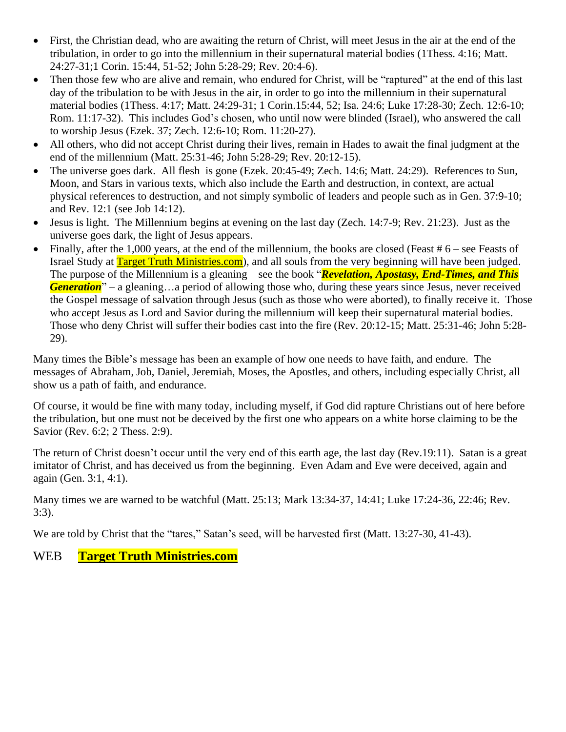- First, the Christian dead, who are awaiting the return of Christ, will meet Jesus in the air at the end of the tribulation, in order to go into the millennium in their supernatural material bodies (1Thess. 4:16; Matt. 24:27-31;1 Corin. 15:44, 51-52; John 5:28-29; Rev. 20:4-6).
- Then those few who are alive and remain, who endured for Christ, will be "raptured" at the end of this last day of the tribulation to be with Jesus in the air, in order to go into the millennium in their supernatural material bodies (1Thess. 4:17; Matt. 24:29-31; 1 Corin.15:44, 52; Isa. 24:6; Luke 17:28-30; Zech. 12:6-10; Rom. 11:17-32). This includes God's chosen, who until now were blinded (Israel), who answered the call to worship Jesus (Ezek. 37; Zech. 12:6-10; Rom. 11:20-27).
- All others, who did not accept Christ during their lives, remain in Hades to await the final judgment at the end of the millennium (Matt. 25:31-46; John 5:28-29; Rev. 20:12-15).
- The universe goes dark. All flesh is gone (Ezek. 20:45-49; Zech. 14:6; Matt. 24:29). References to Sun, Moon, and Stars in various texts, which also include the Earth and destruction, in context, are actual physical references to destruction, and not simply symbolic of leaders and people such as in Gen. 37:9-10; and Rev. 12:1 (see Job 14:12).
- Jesus is light. The Millennium begins at evening on the last day (Zech. 14:7-9; Rev. 21:23). Just as the universe goes dark, the light of Jesus appears.
- Finally, after the 1,000 years, at the end of the millennium, the books are closed (Feast # 6 – see Feasts of Israel Study at Target Truth Ministries.com), and all souls from the very beginning will have been judged. The purpose of the Millennium is a gleaning – see the book "***Revelation, Apostasy, End-Times, and This Generation***" – a gleaning…a period of allowing those who, during these years since Jesus, never received the Gospel message of salvation through Jesus (such as those who were aborted), to finally receive it. Those who accept Jesus as Lord and Savior during the millennium will keep their supernatural material bodies. Those who deny Christ will suffer their bodies cast into the fire (Rev. 20:12-15; Matt. 25:31-46; John 5:28-29).

Many times the Bible's message has been an example of how one needs to have faith, and endure. The messages of Abraham, Job, Daniel, Jeremiah, Moses, the Apostles, and others, including especially Christ, all show us a path of faith, and endurance.

Of course, it would be fine with many today, including myself, if God did rapture Christians out of here before the tribulation, but one must not be deceived by the first one who appears on a white horse claiming to be the Savior (Rev. 6:2; 2 Thess. 2:9).

The return of Christ doesn't occur until the very end of this earth age, the last day (Rev.19:11). Satan is a great imitator of Christ, and has deceived us from the beginning. Even Adam and Eve were deceived, again and again (Gen. 3:1, 4:1).

Many times we are warned to be watchful (Matt. 25:13; Mark 13:34-37, 14:41; Luke 17:24-36, 22:46; Rev. 3:3).

We are told by Christ that the "tares," Satan's seed, will be harvested first (Matt. 13:27-30, 41-43).

WEB **Target Truth Ministries.com**